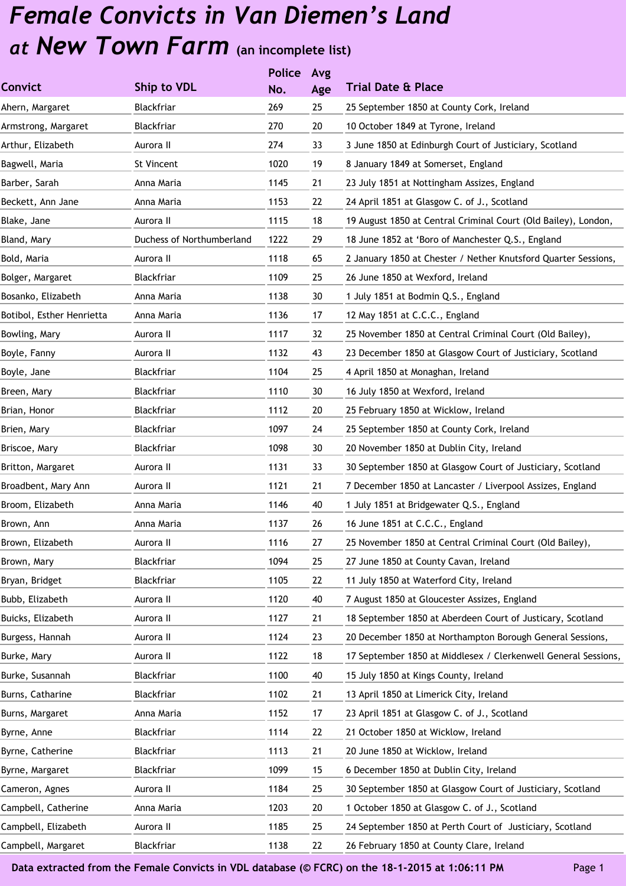# *Female Convicts in Van Diemen's Land at New Town Farm* (an incomplete list)

| Convict | Ship to VDL | Police No. | Avg Age | Trial Date & Place |
|---|---|---|---|---|
| Ahern, Margaret | Blackfriar | 269 | 25 | 25 September 1850 at County Cork, Ireland |
| Armstrong, Margaret | Blackfriar | 270 | 20 | 10 October 1849 at Tyrone, Ireland |
| Arthur, Elizabeth | Aurora II | 274 | 33 | 3 June 1850 at Edinburgh Court of Justiciary, Scotland |
| Bagwell, Maria | St Vincent | 1020 | 19 | 8 January 1849 at Somerset, England |
| Barber, Sarah | Anna Maria | 1145 | 21 | 23 July 1851 at Nottingham Assizes, England |
| Beckett, Ann Jane | Anna Maria | 1153 | 22 | 24 April 1851 at Glasgow C. of J., Scotland |
| Blake, Jane | Aurora II | 1115 | 18 | 19 August 1850 at Central Criminal Court (Old Bailey), London, |
| Bland, Mary | Duchess of Northumberland | 1222 | 29 | 18 June 1852 at 'Boro of Manchester Q.S., England |
| Bold, Maria | Aurora II | 1118 | 65 | 2 January 1850 at Chester / Nether Knutsford Quarter Sessions, |
| Bolger, Margaret | Blackfriar | 1109 | 25 | 26 June 1850 at Wexford, Ireland |
| Bosanko, Elizabeth | Anna Maria | 1138 | 30 | 1 July 1851 at Bodmin Q.S., England |
| Botibol, Esther Henrietta | Anna Maria | 1136 | 17 | 12 May 1851 at C.C.C., England |
| Bowling, Mary | Aurora II | 1117 | 32 | 25 November 1850 at Central Criminal Court (Old Bailey), |
| Boyle, Fanny | Aurora II | 1132 | 43 | 23 December 1850 at Glasgow Court of Justiciary, Scotland |
| Boyle, Jane | Blackfriar | 1104 | 25 | 4 April 1850 at Monaghan, Ireland |
| Breen, Mary | Blackfriar | 1110 | 30 | 16 July 1850 at Wexford, Ireland |
| Brian, Honor | Blackfriar | 1112 | 20 | 25 February 1850 at Wicklow, Ireland |
| Brien, Mary | Blackfriar | 1097 | 24 | 25 September 1850 at County Cork, Ireland |
| Briscoe, Mary | Blackfriar | 1098 | 30 | 20 November 1850 at Dublin City, Ireland |
| Britton, Margaret | Aurora II | 1131 | 33 | 30 September 1850 at Glasgow Court of Justiciary, Scotland |
| Broadbent, Mary Ann | Aurora II | 1121 | 21 | 7 December 1850 at Lancaster / Liverpool Assizes, England |
| Broom, Elizabeth | Anna Maria | 1146 | 40 | 1 July 1851 at Bridgewater Q.S., England |
| Brown, Ann | Anna Maria | 1137 | 26 | 16 June 1851 at C.C.C., England |
| Brown, Elizabeth | Aurora II | 1116 | 27 | 25 November 1850 at Central Criminal Court (Old Bailey), |
| Brown, Mary | Blackfriar | 1094 | 25 | 27 June 1850 at County Cavan, Ireland |
| Bryan, Bridget | Blackfriar | 1105 | 22 | 11 July 1850 at Waterford City, Ireland |
| Bubb, Elizabeth | Aurora II | 1120 | 40 | 7 August 1850 at Gloucester Assizes, England |
| Buicks, Elizabeth | Aurora II | 1127 | 21 | 18 September 1850 at Aberdeen Court of Justicary, Scotland |
| Burgess, Hannah | Aurora II | 1124 | 23 | 20 December 1850 at Northampton Borough General Sessions, |
| Burke, Mary | Aurora II | 1122 | 18 | 17 September 1850 at Middlesex / Clerkenwell General Sessions, |
| Burke, Susannah | Blackfriar | 1100 | 40 | 15 July 1850 at Kings County, Ireland |
| Burns, Catharine | Blackfriar | 1102 | 21 | 13 April 1850 at Limerick City, Ireland |
| Burns, Margaret | Anna Maria | 1152 | 17 | 23 April 1851 at Glasgow C. of J., Scotland |
| Byrne, Anne | Blackfriar | 1114 | 22 | 21 October 1850 at Wicklow, Ireland |
| Byrne, Catherine | Blackfriar | 1113 | 21 | 20 June 1850 at Wicklow, Ireland |
| Byrne, Margaret | Blackfriar | 1099 | 15 | 6 December 1850 at Dublin City, Ireland |
| Cameron, Agnes | Aurora II | 1184 | 25 | 30 September 1850 at Glasgow Court of Justiciary, Scotland |
| Campbell, Catherine | Anna Maria | 1203 | 20 | 1 October 1850 at Glasgow C. of J., Scotland |
| Campbell, Elizabeth | Aurora II | 1185 | 25 | 24 September 1850 at Perth Court of Justiciary, Scotland |
| Campbell, Margaret | Blackfriar | 1138 | 22 | 26 February 1850 at County Clare, Ireland |

Data extracted from the Female Convicts in VDL database (© FCRC) on the 18-1-2015 at 1:06:11 PM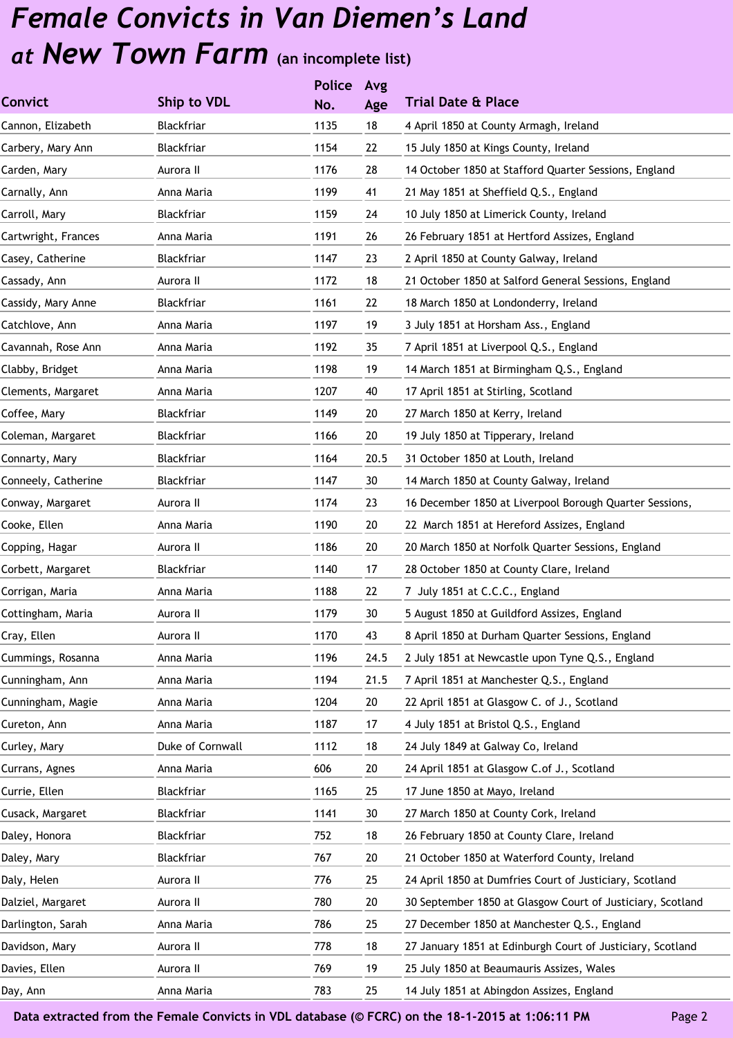# *Female Convicts in Van Diemen's Land at New Town Farm* (an incomplete list)

| Convict | Ship to VDL | Police No. | Avg Age | Trial Date & Place |
|---|---|---|---|---|
| Cannon, Elizabeth | Blackfriar | 1135 | 18 | 4 April 1850 at County Armagh, Ireland |
| Carbery, Mary Ann | Blackfriar | 1154 | 22 | 15 July 1850 at Kings County, Ireland |
| Carden, Mary | Aurora II | 1176 | 28 | 14 October 1850 at Stafford Quarter Sessions, England |
| Carnally, Ann | Anna Maria | 1199 | 41 | 21 May 1851 at Sheffield Q.S., England |
| Carroll, Mary | Blackfriar | 1159 | 24 | 10 July 1850 at Limerick County, Ireland |
| Cartwright, Frances | Anna Maria | 1191 | 26 | 26 February 1851 at Hertford Assizes, England |
| Casey, Catherine | Blackfriar | 1147 | 23 | 2 April 1850 at County Galway, Ireland |
| Cassady, Ann | Aurora II | 1172 | 18 | 21 October 1850 at Salford General Sessions, England |
| Cassidy, Mary Anne | Blackfriar | 1161 | 22 | 18 March 1850 at Londonderry, Ireland |
| Catchlove, Ann | Anna Maria | 1197 | 19 | 3 July 1851 at Horsham Ass., England |
| Cavannah, Rose Ann | Anna Maria | 1192 | 35 | 7 April 1851 at Liverpool Q.S., England |
| Clabby, Bridget | Anna Maria | 1198 | 19 | 14 March 1851 at Birmingham Q.S., England |
| Clements, Margaret | Anna Maria | 1207 | 40 | 17 April 1851 at Stirling, Scotland |
| Coffee, Mary | Blackfriar | 1149 | 20 | 27 March 1850 at Kerry, Ireland |
| Coleman, Margaret | Blackfriar | 1166 | 20 | 19 July 1850 at Tipperary, Ireland |
| Connarty, Mary | Blackfriar | 1164 | 20.5 | 31 October 1850 at Louth, Ireland |
| Conneely, Catherine | Blackfriar | 1147 | 30 | 14 March 1850 at County Galway, Ireland |
| Conway, Margaret | Aurora II | 1174 | 23 | 16 December 1850 at Liverpool Borough Quarter Sessions, |
| Cooke, Ellen | Anna Maria | 1190 | 20 | 22 March 1851 at Hereford Assizes, England |
| Copping, Hagar | Aurora II | 1186 | 20 | 20 March 1850 at Norfolk Quarter Sessions, England |
| Corbett, Margaret | Blackfriar | 1140 | 17 | 28 October 1850 at County Clare, Ireland |
| Corrigan, Maria | Anna Maria | 1188 | 22 | 7 July 1851 at C.C.C., England |
| Cottingham, Maria | Aurora II | 1179 | 30 | 5 August 1850 at Guildford Assizes, England |
| Cray, Ellen | Aurora II | 1170 | 43 | 8 April 1850 at Durham Quarter Sessions, England |
| Cummings, Rosanna | Anna Maria | 1196 | 24.5 | 2 July 1851 at Newcastle upon Tyne Q.S., England |
| Cunningham, Ann | Anna Maria | 1194 | 21.5 | 7 April 1851 at Manchester Q.S., England |
| Cunningham, Magie | Anna Maria | 1204 | 20 | 22 April 1851 at Glasgow C. of J., Scotland |
| Cureton, Ann | Anna Maria | 1187 | 17 | 4 July 1851 at Bristol Q.S., England |
| Curley, Mary | Duke of Cornwall | 1112 | 18 | 24 July 1849 at Galway Co, Ireland |
| Currans, Agnes | Anna Maria | 606 | 20 | 24 April 1851 at Glasgow C.of J., Scotland |
| Currie, Ellen | Blackfriar | 1165 | 25 | 17 June 1850 at Mayo, Ireland |
| Cusack, Margaret | Blackfriar | 1141 | 30 | 27 March 1850 at County Cork, Ireland |
| Daley, Honora | Blackfriar | 752 | 18 | 26 February 1850 at County Clare, Ireland |
| Daley, Mary | Blackfriar | 767 | 20 | 21 October 1850 at Waterford County, Ireland |
| Daly, Helen | Aurora II | 776 | 25 | 24 April 1850 at Dumfries Court of Justiciary, Scotland |
| Dalziel, Margaret | Aurora II | 780 | 20 | 30 September 1850 at Glasgow Court of Justiciary, Scotland |
| Darlington, Sarah | Anna Maria | 786 | 25 | 27 December 1850 at Manchester Q.S., England |
| Davidson, Mary | Aurora II | 778 | 18 | 27 January 1851 at Edinburgh Court of Justiciary, Scotland |
| Davies, Ellen | Aurora II | 769 | 19 | 25 July 1850 at Beaumauris Assizes, Wales |
| Day, Ann | Anna Maria | 783 | 25 | 14 July 1851 at Abingdon Assizes, England |

**Data extracted from the Female Convicts in VDL database (© FCRC) on the 18-1-2015 at 1:06:11 PM**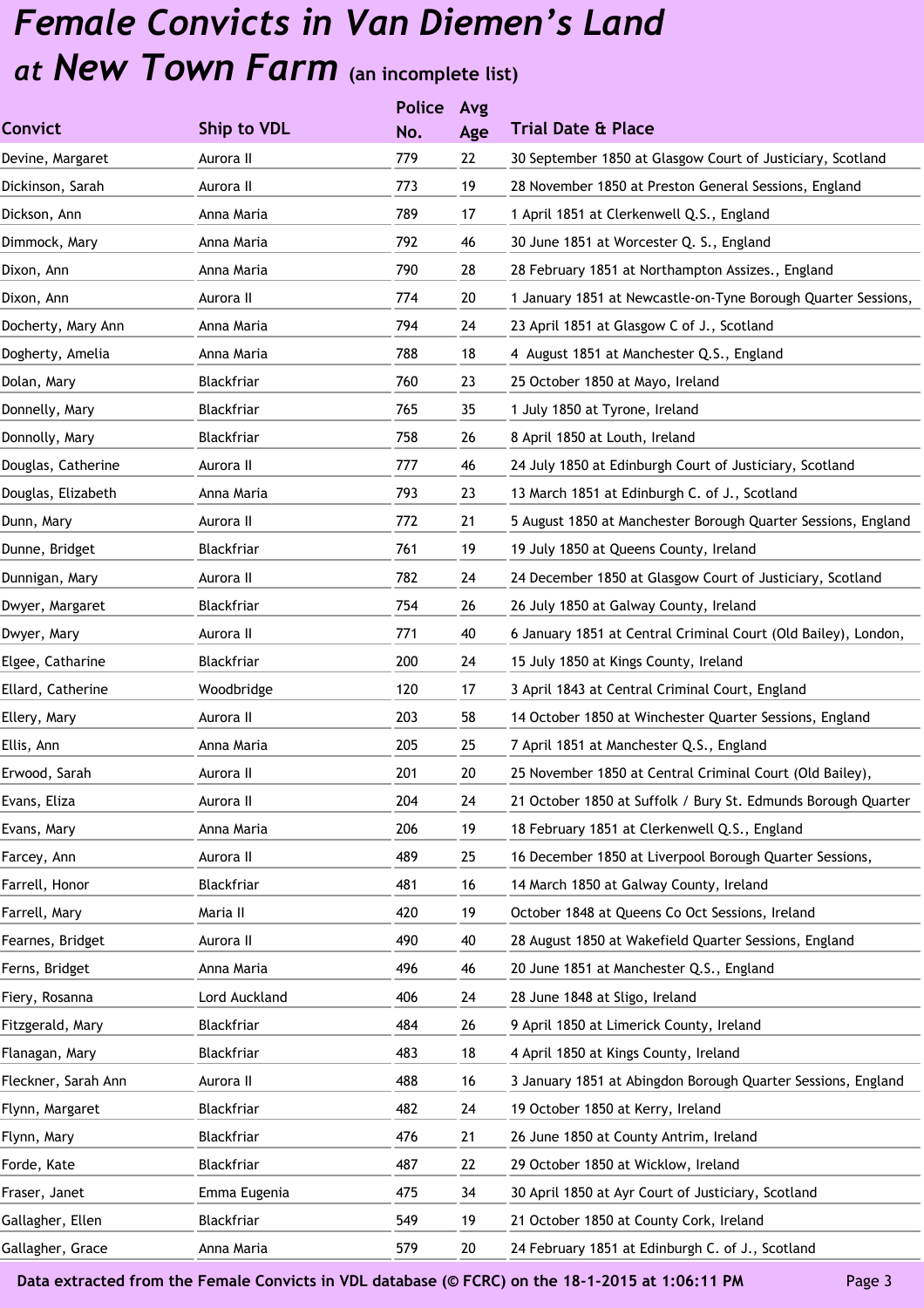# *Female Convicts in Van Diemen's Land at New Town Farm* (an incomplete list)

| Convict | Ship to VDL | Police No. | Avg Age | Trial Date & Place |
|---|---|---|---|---|
| Devine, Margaret | Aurora II | 779 | 22 | 30 September 1850 at Glasgow Court of Justiciary, Scotland |
| Dickinson, Sarah | Aurora II | 773 | 19 | 28 November 1850 at Preston General Sessions, England |
| Dickson, Ann | Anna Maria | 789 | 17 | 1 April 1851 at Clerkenwell Q.S., England |
| Dimmock, Mary | Anna Maria | 792 | 46 | 30 June 1851 at Worcester Q. S., England |
| Dixon, Ann | Anna Maria | 790 | 28 | 28 February 1851 at Northampton Assizes., England |
| Dixon, Ann | Aurora II | 774 | 20 | 1 January 1851 at Newcastle-on-Tyne Borough Quarter Sessions, |
| Docherty, Mary Ann | Anna Maria | 794 | 24 | 23 April 1851 at Glasgow C of J., Scotland |
| Dogherty, Amelia | Anna Maria | 788 | 18 | 4 August 1851 at Manchester Q.S., England |
| Dolan, Mary | Blackfriar | 760 | 23 | 25 October 1850 at Mayo, Ireland |
| Donnelly, Mary | Blackfriar | 765 | 35 | 1 July 1850 at Tyrone, Ireland |
| Donnolly, Mary | Blackfriar | 758 | 26 | 8 April 1850 at Louth, Ireland |
| Douglas, Catherine | Aurora II | 777 | 46 | 24 July 1850 at Edinburgh Court of Justiciary, Scotland |
| Douglas, Elizabeth | Anna Maria | 793 | 23 | 13 March 1851 at Edinburgh C. of J., Scotland |
| Dunn, Mary | Aurora II | 772 | 21 | 5 August 1850 at Manchester Borough Quarter Sessions, England |
| Dunne, Bridget | Blackfriar | 761 | 19 | 19 July 1850 at Queens County, Ireland |
| Dunnigan, Mary | Aurora II | 782 | 24 | 24 December 1850 at Glasgow Court of Justiciary, Scotland |
| Dwyer, Margaret | Blackfriar | 754 | 26 | 26 July 1850 at Galway County, Ireland |
| Dwyer, Mary | Aurora II | 771 | 40 | 6 January 1851 at Central Criminal Court (Old Bailey), London, |
| Elgee, Catharine | Blackfriar | 200 | 24 | 15 July 1850 at Kings County, Ireland |
| Ellard, Catherine | Woodbridge | 120 | 17 | 3 April 1843 at Central Criminal Court, England |
| Ellery, Mary | Aurora II | 203 | 58 | 14 October 1850 at Winchester Quarter Sessions, England |
| Ellis, Ann | Anna Maria | 205 | 25 | 7 April 1851 at Manchester Q.S., England |
| Erwood, Sarah | Aurora II | 201 | 20 | 25 November 1850 at Central Criminal Court (Old Bailey), |
| Evans, Eliza | Aurora II | 204 | 24 | 21 October 1850 at Suffolk / Bury St. Edmunds Borough Quarter |
| Evans, Mary | Anna Maria | 206 | 19 | 18 February 1851 at Clerkenwell Q.S., England |
| Farcey, Ann | Aurora II | 489 | 25 | 16 December 1850 at Liverpool Borough Quarter Sessions, |
| Farrell, Honor | Blackfriar | 481 | 16 | 14 March 1850 at Galway County, Ireland |
| Farrell, Mary | Maria II | 420 | 19 | October 1848 at Queens Co Oct Sessions, Ireland |
| Fearnes, Bridget | Aurora II | 490 | 40 | 28 August 1850 at Wakefield Quarter Sessions, England |
| Ferns, Bridget | Anna Maria | 496 | 46 | 20 June 1851 at Manchester Q.S., England |
| Fiery, Rosanna | Lord Auckland | 406 | 24 | 28 June 1848 at Sligo, Ireland |
| Fitzgerald, Mary | Blackfriar | 484 | 26 | 9 April 1850 at Limerick County, Ireland |
| Flanagan, Mary | Blackfriar | 483 | 18 | 4 April 1850 at Kings County, Ireland |
| Fleckner, Sarah Ann | Aurora II | 488 | 16 | 3 January 1851 at Abingdon Borough Quarter Sessions, England |
| Flynn, Margaret | Blackfriar | 482 | 24 | 19 October 1850 at Kerry, Ireland |
| Flynn, Mary | Blackfriar | 476 | 21 | 26 June 1850 at County Antrim, Ireland |
| Forde, Kate | Blackfriar | 487 | 22 | 29 October 1850 at Wicklow, Ireland |
| Fraser, Janet | Emma Eugenia | 475 | 34 | 30 April 1850 at Ayr Court of Justiciary, Scotland |
| Gallagher, Ellen | Blackfriar | 549 | 19 | 21 October 1850 at County Cork, Ireland |
| Gallagher, Grace | Anna Maria | 579 | 20 | 24 February 1851 at Edinburgh C. of J., Scotland |

**Data extracted from the Female Convicts in VDL database (© FCRC) on the 18-1-2015 at 1:06:11 PM**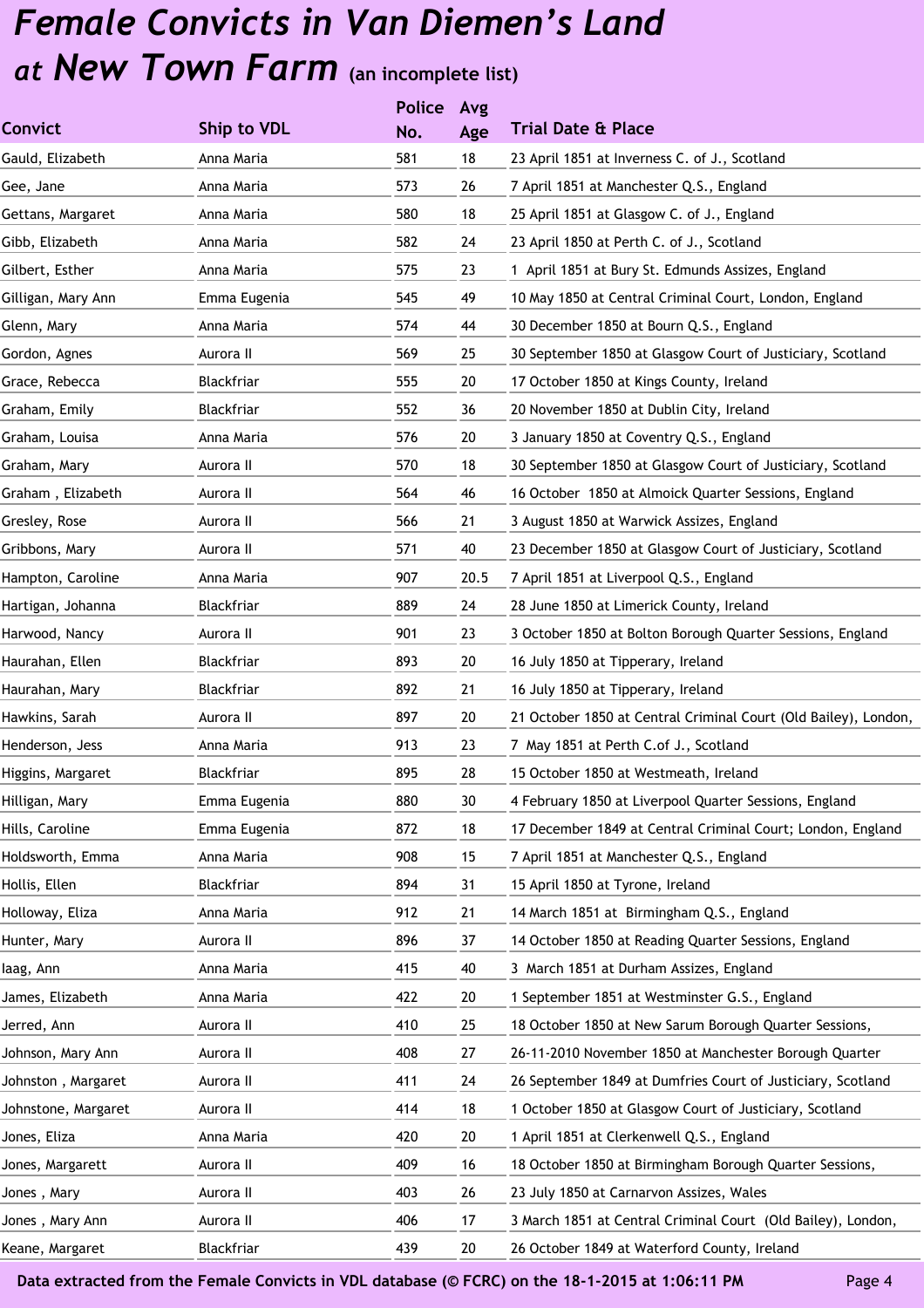# *Female Convicts in Van Diemen's Land at New Town Farm* (an incomplete list)

| Convict | Ship to VDL | Police No. | Avg Age | Trial Date & Place |
|---|---|---|---|---|
| Gauld, Elizabeth | Anna Maria | 581 | 18 | 23 April 1851 at Inverness C. of J., Scotland |
| Gee, Jane | Anna Maria | 573 | 26 | 7 April 1851 at Manchester Q.S., England |
| Gettans, Margaret | Anna Maria | 580 | 18 | 25 April 1851 at Glasgow C. of J., England |
| Gibb, Elizabeth | Anna Maria | 582 | 24 | 23 April 1850 at Perth C. of J., Scotland |
| Gilbert, Esther | Anna Maria | 575 | 23 | 1 April 1851 at Bury St. Edmunds Assizes, England |
| Gilligan, Mary Ann | Emma Eugenia | 545 | 49 | 10 May 1850 at Central Criminal Court, London, England |
| Glenn, Mary | Anna Maria | 574 | 44 | 30 December 1850 at Bourn Q.S., England |
| Gordon, Agnes | Aurora II | 569 | 25 | 30 September 1850 at Glasgow Court of Justiciary, Scotland |
| Grace, Rebecca | Blackfriar | 555 | 20 | 17 October 1850 at Kings County, Ireland |
| Graham, Emily | Blackfriar | 552 | 36 | 20 November 1850 at Dublin City, Ireland |
| Graham, Louisa | Anna Maria | 576 | 20 | 3 January 1850 at Coventry Q.S., England |
| Graham, Mary | Aurora II | 570 | 18 | 30 September 1850 at Glasgow Court of Justiciary, Scotland |
| Graham , Elizabeth | Aurora II | 564 | 46 | 16 October 1850 at Almoick Quarter Sessions, England |
| Gresley, Rose | Aurora II | 566 | 21 | 3 August 1850 at Warwick Assizes, England |
| Gribbons, Mary | Aurora II | 571 | 40 | 23 December 1850 at Glasgow Court of Justiciary, Scotland |
| Hampton, Caroline | Anna Maria | 907 | 20.5 | 7 April 1851 at Liverpool Q.S., England |
| Hartigan, Johanna | Blackfriar | 889 | 24 | 28 June 1850 at Limerick County, Ireland |
| Harwood, Nancy | Aurora II | 901 | 23 | 3 October 1850 at Bolton Borough Quarter Sessions, England |
| Haurahan, Ellen | Blackfriar | 893 | 20 | 16 July 1850 at Tipperary, Ireland |
| Haurahan, Mary | Blackfriar | 892 | 21 | 16 July 1850 at Tipperary, Ireland |
| Hawkins, Sarah | Aurora II | 897 | 20 | 21 October 1850 at Central Criminal Court (Old Bailey), London, |
| Henderson, Jess | Anna Maria | 913 | 23 | 7 May 1851 at Perth C.of J., Scotland |
| Higgins, Margaret | Blackfriar | 895 | 28 | 15 October 1850 at Westmeath, Ireland |
| Hilligan, Mary | Emma Eugenia | 880 | 30 | 4 February 1850 at Liverpool Quarter Sessions, England |
| Hills, Caroline | Emma Eugenia | 872 | 18 | 17 December 1849 at Central Criminal Court; London, England |
| Holdsworth, Emma | Anna Maria | 908 | 15 | 7 April 1851 at Manchester Q.S., England |
| Hollis, Ellen | Blackfriar | 894 | 31 | 15 April 1850 at Tyrone, Ireland |
| Holloway, Eliza | Anna Maria | 912 | 21 | 14 March 1851 at Birmingham Q.S., England |
| Hunter, Mary | Aurora II | 896 | 37 | 14 October 1850 at Reading Quarter Sessions, England |
| Iaag, Ann | Anna Maria | 415 | 40 | 3 March 1851 at Durham Assizes, England |
| James, Elizabeth | Anna Maria | 422 | 20 | 1 September 1851 at Westminster G.S., England |
| Jerred, Ann | Aurora II | 410 | 25 | 18 October 1850 at New Sarum Borough Quarter Sessions, |
| Johnson, Mary Ann | Aurora II | 408 | 27 | 26-11-2010 November 1850 at Manchester Borough Quarter |
| Johnston , Margaret | Aurora II | 411 | 24 | 26 September 1849 at Dumfries Court of Justiciary, Scotland |
| Johnstone, Margaret | Aurora II | 414 | 18 | 1 October 1850 at Glasgow Court of Justiciary, Scotland |
| Jones, Eliza | Anna Maria | 420 | 20 | 1 April 1851 at Clerkenwell Q.S., England |
| Jones, Margarett | Aurora II | 409 | 16 | 18 October 1850 at Birmingham Borough Quarter Sessions, |
| Jones , Mary | Aurora II | 403 | 26 | 23 July 1850 at Carnarvon Assizes, Wales |
| Jones , Mary Ann | Aurora II | 406 | 17 | 3 March 1851 at Central Criminal Court (Old Bailey), London, |
| Keane, Margaret | Blackfriar | 439 | 20 | 26 October 1849 at Waterford County, Ireland |

**Data extracted from the Female Convicts in VDL database (© FCRC) on the 18-1-2015 at 1:06:11 PM**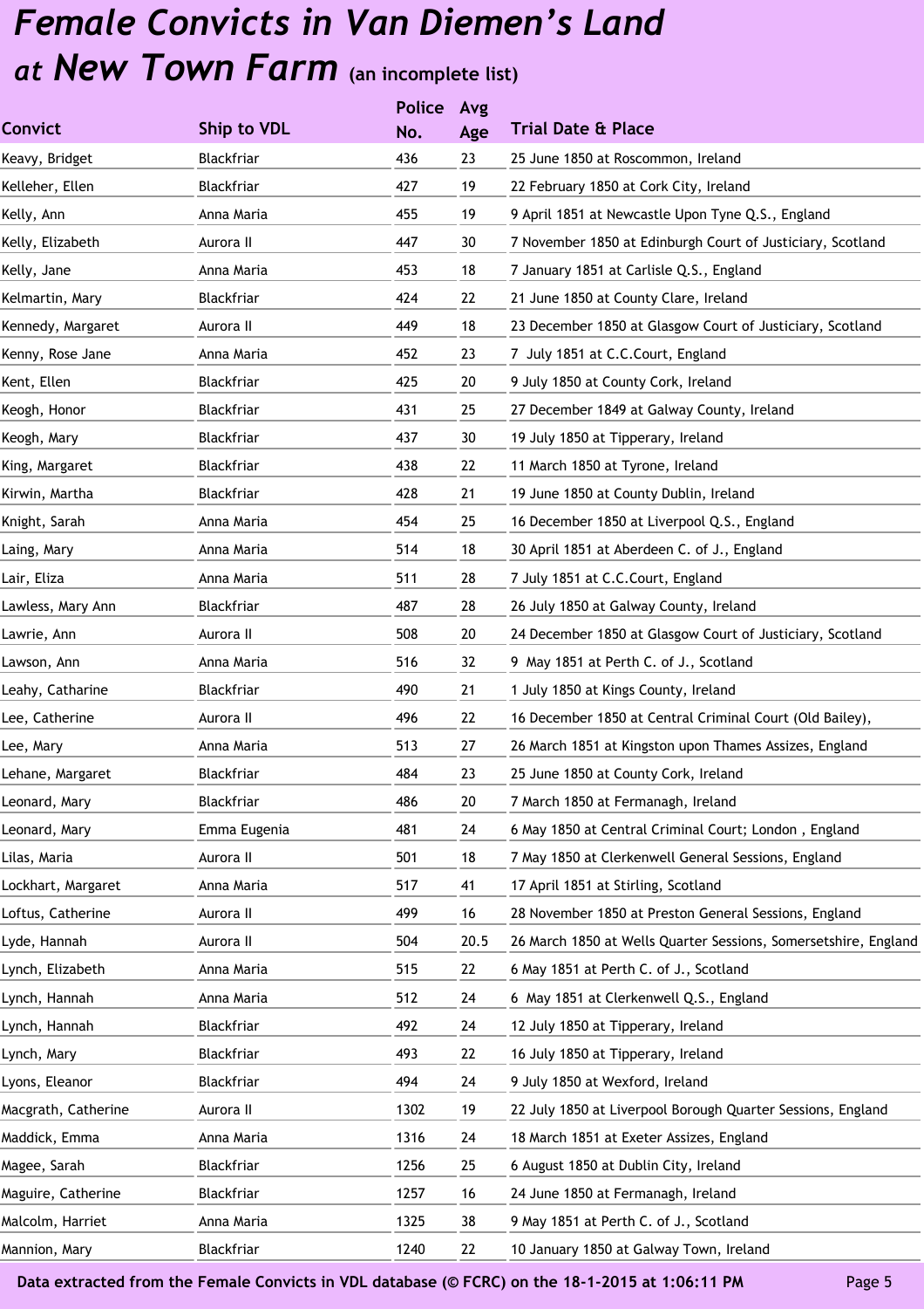# *Female Convicts in Van Diemen's Land at New Town Farm* (an incomplete list)

| Convict | Ship to VDL | Police No. | Avg Age | Trial Date & Place |
|---|---|---|---|---|
| Keavy, Bridget | Blackfriar | 436 | 23 | 25 June 1850 at Roscommon, Ireland |
| Kelleher, Ellen | Blackfriar | 427 | 19 | 22 February 1850 at Cork City, Ireland |
| Kelly, Ann | Anna Maria | 455 | 19 | 9 April 1851 at Newcastle Upon Tyne Q.S., England |
| Kelly, Elizabeth | Aurora II | 447 | 30 | 7 November 1850 at Edinburgh Court of Justiciary, Scotland |
| Kelly, Jane | Anna Maria | 453 | 18 | 7 January 1851 at Carlisle Q.S., England |
| Kelmartin, Mary | Blackfriar | 424 | 22 | 21 June 1850 at County Clare, Ireland |
| Kennedy, Margaret | Aurora II | 449 | 18 | 23 December 1850 at Glasgow Court of Justiciary, Scotland |
| Kenny, Rose Jane | Anna Maria | 452 | 23 | 7 July 1851 at C.C.Court, England |
| Kent, Ellen | Blackfriar | 425 | 20 | 9 July 1850 at County Cork, Ireland |
| Keogh, Honor | Blackfriar | 431 | 25 | 27 December 1849 at Galway County, Ireland |
| Keogh, Mary | Blackfriar | 437 | 30 | 19 July 1850 at Tipperary, Ireland |
| King, Margaret | Blackfriar | 438 | 22 | 11 March 1850 at Tyrone, Ireland |
| Kirwin, Martha | Blackfriar | 428 | 21 | 19 June 1850 at County Dublin, Ireland |
| Knight, Sarah | Anna Maria | 454 | 25 | 16 December 1850 at Liverpool Q.S., England |
| Laing, Mary | Anna Maria | 514 | 18 | 30 April 1851 at Aberdeen C. of J., England |
| Lair, Eliza | Anna Maria | 511 | 28 | 7 July 1851 at C.C.Court, England |
| Lawless, Mary Ann | Blackfriar | 487 | 28 | 26 July 1850 at Galway County, Ireland |
| Lawrie, Ann | Aurora II | 508 | 20 | 24 December 1850 at Glasgow Court of Justiciary, Scotland |
| Lawson, Ann | Anna Maria | 516 | 32 | 9 May 1851 at Perth C. of J., Scotland |
| Leahy, Catharine | Blackfriar | 490 | 21 | 1 July 1850 at Kings County, Ireland |
| Lee, Catherine | Aurora II | 496 | 22 | 16 December 1850 at Central Criminal Court (Old Bailey), |
| Lee, Mary | Anna Maria | 513 | 27 | 26 March 1851 at Kingston upon Thames Assizes, England |
| Lehane, Margaret | Blackfriar | 484 | 23 | 25 June 1850 at County Cork, Ireland |
| Leonard, Mary | Blackfriar | 486 | 20 | 7 March 1850 at Fermanagh, Ireland |
| Leonard, Mary | Emma Eugenia | 481 | 24 | 6 May 1850 at Central Criminal Court; London , England |
| Lilas, Maria | Aurora II | 501 | 18 | 7 May 1850 at Clerkenwell General Sessions, England |
| Lockhart, Margaret | Anna Maria | 517 | 41 | 17 April 1851 at Stirling, Scotland |
| Loftus, Catherine | Aurora II | 499 | 16 | 28 November 1850 at Preston General Sessions, England |
| Lyde, Hannah | Aurora II | 504 | 20.5 | 26 March 1850 at Wells Quarter Sessions, Somersetshire, England |
| Lynch, Elizabeth | Anna Maria | 515 | 22 | 6 May 1851 at Perth C. of J., Scotland |
| Lynch, Hannah | Anna Maria | 512 | 24 | 6 May 1851 at Clerkenwell Q.S., England |
| Lynch, Hannah | Blackfriar | 492 | 24 | 12 July 1850 at Tipperary, Ireland |
| Lynch, Mary | Blackfriar | 493 | 22 | 16 July 1850 at Tipperary, Ireland |
| Lyons, Eleanor | Blackfriar | 494 | 24 | 9 July 1850 at Wexford, Ireland |
| Macgrath, Catherine | Aurora II | 1302 | 19 | 22 July 1850 at Liverpool Borough Quarter Sessions, England |
| Maddick, Emma | Anna Maria | 1316 | 24 | 18 March 1851 at Exeter Assizes, England |
| Magee, Sarah | Blackfriar | 1256 | 25 | 6 August 1850 at Dublin City, Ireland |
| Maguire, Catherine | Blackfriar | 1257 | 16 | 24 June 1850 at Fermanagh, Ireland |
| Malcolm, Harriet | Anna Maria | 1325 | 38 | 9 May 1851 at Perth C. of J., Scotland |
| Mannion, Mary | Blackfriar | 1240 | 22 | 10 January 1850 at Galway Town, Ireland |

**Data extracted from the Female Convicts in VDL database (© FCRC) on the 18-1-2015 at 1:06:11 PM**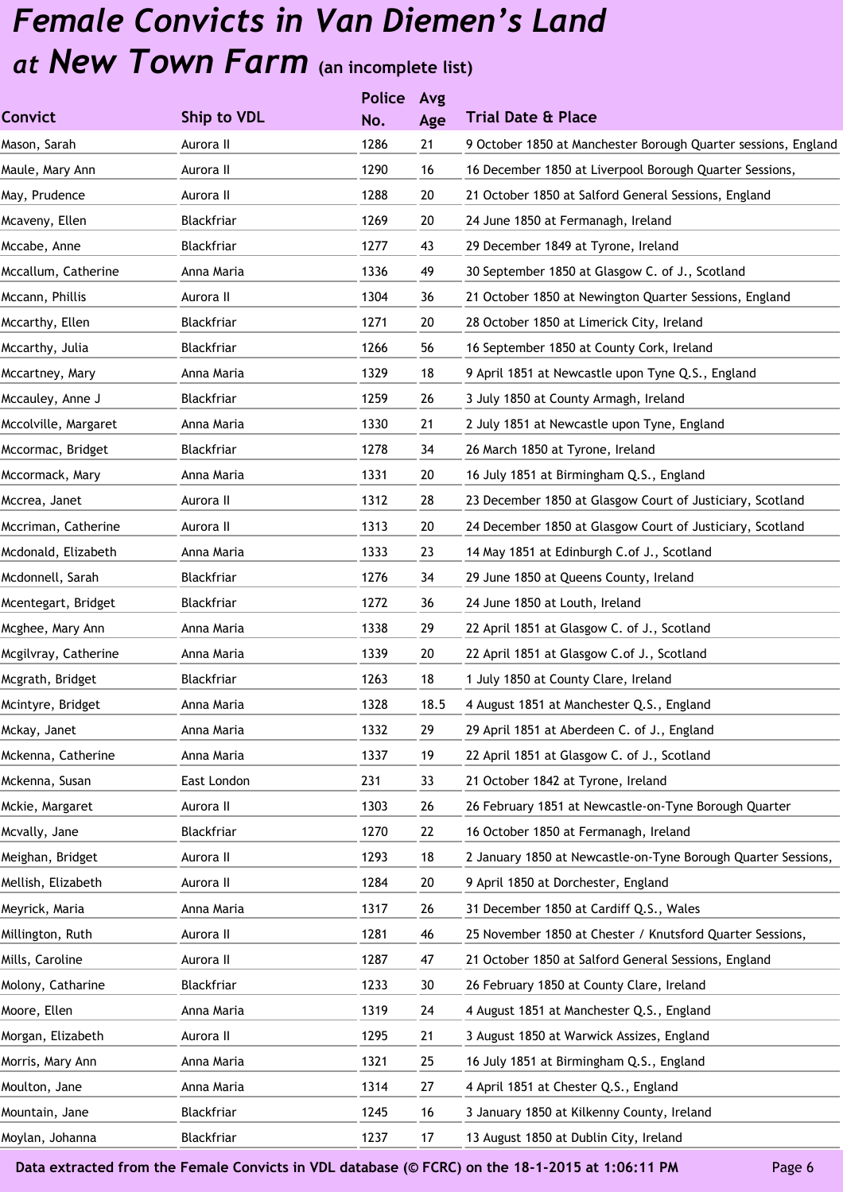# *Female Convicts in Van Diemen's Land at New Town Farm* (an incomplete list)

| Convict | Ship to VDL | Police No. | Avg Age | Trial Date & Place |
|---|---|---|---|---|
| Mason, Sarah | Aurora II | 1286 | 21 | 9 October 1850 at Manchester Borough Quarter sessions, England |
| Maule, Mary Ann | Aurora II | 1290 | 16 | 16 December 1850 at Liverpool Borough Quarter Sessions, |
| May, Prudence | Aurora II | 1288 | 20 | 21 October 1850 at Salford General Sessions, England |
| Mcaveny, Ellen | Blackfriar | 1269 | 20 | 24 June 1850 at Fermanagh, Ireland |
| Mccabe, Anne | Blackfriar | 1277 | 43 | 29 December 1849 at Tyrone, Ireland |
| Mccallum, Catherine | Anna Maria | 1336 | 49 | 30 September 1850 at Glasgow C. of J., Scotland |
| Mccann, Phillis | Aurora II | 1304 | 36 | 21 October 1850 at Newington Quarter Sessions, England |
| Mccarthy, Ellen | Blackfriar | 1271 | 20 | 28 October 1850 at Limerick City, Ireland |
| Mccarthy, Julia | Blackfriar | 1266 | 56 | 16 September 1850 at County Cork, Ireland |
| Mccartney, Mary | Anna Maria | 1329 | 18 | 9 April 1851 at Newcastle upon Tyne Q.S., England |
| Mccauley, Anne J | Blackfriar | 1259 | 26 | 3 July 1850 at County Armagh, Ireland |
| Mccolville, Margaret | Anna Maria | 1330 | 21 | 2 July 1851 at Newcastle upon Tyne, England |
| Mccormac, Bridget | Blackfriar | 1278 | 34 | 26 March 1850 at Tyrone, Ireland |
| Mccormack, Mary | Anna Maria | 1331 | 20 | 16 July 1851 at Birmingham Q.S., England |
| Mccrea, Janet | Aurora II | 1312 | 28 | 23 December 1850 at Glasgow Court of Justiciary, Scotland |
| Mccriman, Catherine | Aurora II | 1313 | 20 | 24 December 1850 at Glasgow Court of Justiciary, Scotland |
| Mcdonald, Elizabeth | Anna Maria | 1333 | 23 | 14 May 1851 at Edinburgh C.of J., Scotland |
| Mcdonnell, Sarah | Blackfriar | 1276 | 34 | 29 June 1850 at Queens County, Ireland |
| Mcentegart, Bridget | Blackfriar | 1272 | 36 | 24 June 1850 at Louth, Ireland |
| Mcghee, Mary Ann | Anna Maria | 1338 | 29 | 22 April 1851 at Glasgow C. of J., Scotland |
| Mcgilvray, Catherine | Anna Maria | 1339 | 20 | 22 April 1851 at Glasgow C.of J., Scotland |
| Mcgrath, Bridget | Blackfriar | 1263 | 18 | 1 July 1850 at County Clare, Ireland |
| Mcintyre, Bridget | Anna Maria | 1328 | 18.5 | 4 August 1851 at Manchester Q.S., England |
| Mckay, Janet | Anna Maria | 1332 | 29 | 29 April 1851 at Aberdeen C. of J., England |
| Mckenna, Catherine | Anna Maria | 1337 | 19 | 22 April 1851 at Glasgow C. of J., Scotland |
| Mckenna, Susan | East London | 231 | 33 | 21 October 1842 at Tyrone, Ireland |
| Mckie, Margaret | Aurora II | 1303 | 26 | 26 February 1851 at Newcastle-on-Tyne Borough Quarter |
| Mcvally, Jane | Blackfriar | 1270 | 22 | 16 October 1850 at Fermanagh, Ireland |
| Meighan, Bridget | Aurora II | 1293 | 18 | 2 January 1850 at Newcastle-on-Tyne Borough Quarter Sessions, |
| Mellish, Elizabeth | Aurora II | 1284 | 20 | 9 April 1850 at Dorchester, England |
| Meyrick, Maria | Anna Maria | 1317 | 26 | 31 December 1850 at Cardiff Q.S., Wales |
| Millington, Ruth | Aurora II | 1281 | 46 | 25 November 1850 at Chester / Knutsford Quarter Sessions, |
| Mills, Caroline | Aurora II | 1287 | 47 | 21 October 1850 at Salford General Sessions, England |
| Molony, Catharine | Blackfriar | 1233 | 30 | 26 February 1850 at County Clare, Ireland |
| Moore, Ellen | Anna Maria | 1319 | 24 | 4 August 1851 at Manchester Q.S., England |
| Morgan, Elizabeth | Aurora II | 1295 | 21 | 3 August 1850 at Warwick Assizes, England |
| Morris, Mary Ann | Anna Maria | 1321 | 25 | 16 July 1851 at Birmingham Q.S., England |
| Moulton, Jane | Anna Maria | 1314 | 27 | 4 April 1851 at Chester Q.S., England |
| Mountain, Jane | Blackfriar | 1245 | 16 | 3 January 1850 at Kilkenny County, Ireland |
| Moylan, Johanna | Blackfriar | 1237 | 17 | 13 August 1850 at Dublin City, Ireland |

**Data extracted from the Female Convicts in VDL database (© FCRC) on the 18-1-2015 at 1:06:11 PM**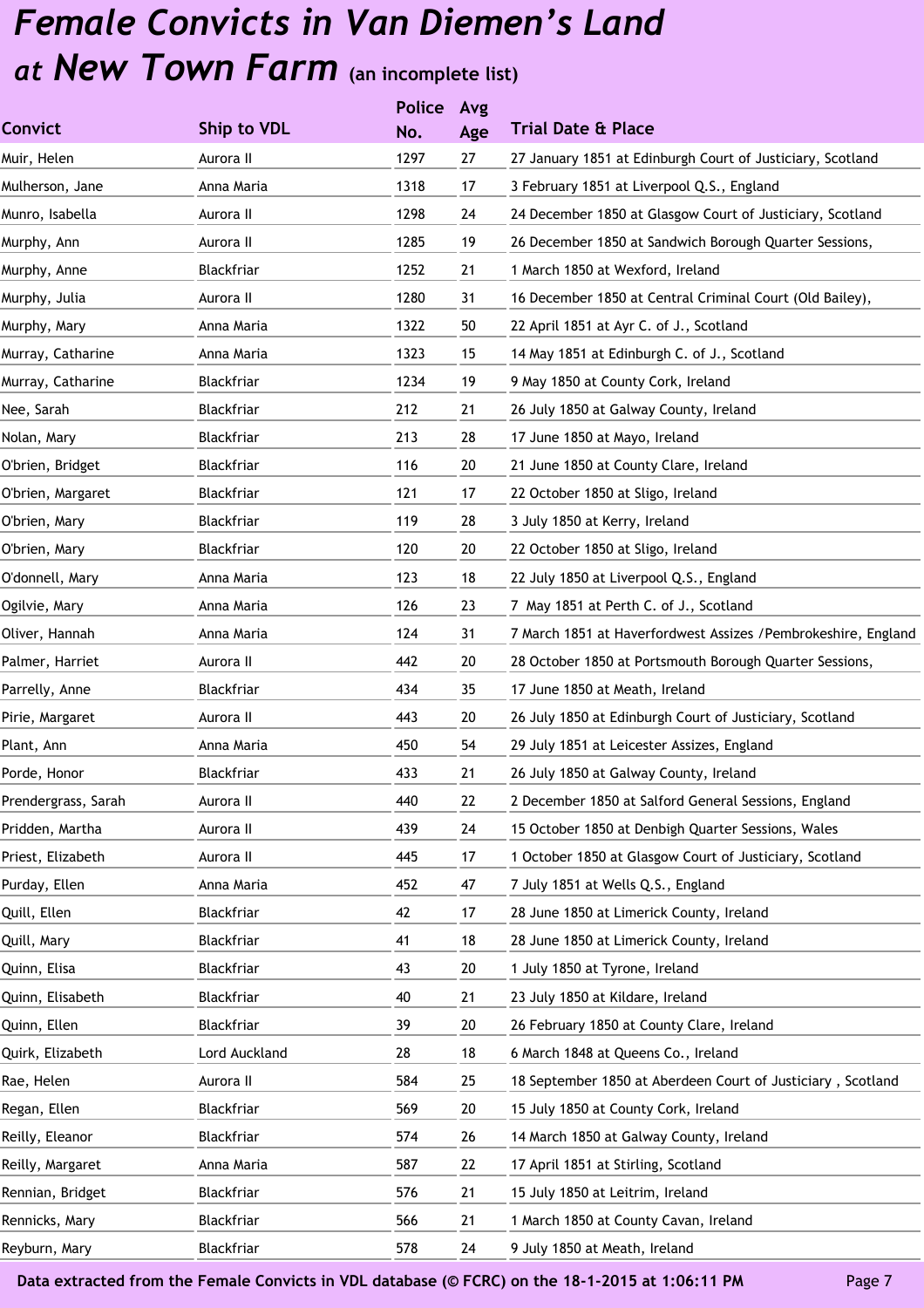# *Female Convicts in Van Diemen's Land at New Town Farm* (an incomplete list)

| Convict | Ship to VDL | Police No. | Avg Age | Trial Date & Place |
|---|---|---|---|---|
| Muir, Helen | Aurora II | 1297 | 27 | 27 January 1851 at Edinburgh Court of Justiciary, Scotland |
| Mulherson, Jane | Anna Maria | 1318 | 17 | 3 February 1851 at Liverpool Q.S., England |
| Munro, Isabella | Aurora II | 1298 | 24 | 24 December 1850 at Glasgow Court of Justiciary, Scotland |
| Murphy, Ann | Aurora II | 1285 | 19 | 26 December 1850 at Sandwich Borough Quarter Sessions, |
| Murphy, Anne | Blackfriar | 1252 | 21 | 1 March 1850 at Wexford, Ireland |
| Murphy, Julia | Aurora II | 1280 | 31 | 16 December 1850 at Central Criminal Court (Old Bailey), |
| Murphy, Mary | Anna Maria | 1322 | 50 | 22 April 1851 at Ayr C. of J., Scotland |
| Murray, Catharine | Anna Maria | 1323 | 15 | 14 May 1851 at Edinburgh C. of J., Scotland |
| Murray, Catharine | Blackfriar | 1234 | 19 | 9 May 1850 at County Cork, Ireland |
| Nee, Sarah | Blackfriar | 212 | 21 | 26 July 1850 at Galway County, Ireland |
| Nolan, Mary | Blackfriar | 213 | 28 | 17 June 1850 at Mayo, Ireland |
| O'brien, Bridget | Blackfriar | 116 | 20 | 21 June 1850 at County Clare, Ireland |
| O'brien, Margaret | Blackfriar | 121 | 17 | 22 October 1850 at Sligo, Ireland |
| O'brien, Mary | Blackfriar | 119 | 28 | 3 July 1850 at Kerry, Ireland |
| O'brien, Mary | Blackfriar | 120 | 20 | 22 October 1850 at Sligo, Ireland |
| O'donnell, Mary | Anna Maria | 123 | 18 | 22 July 1850 at Liverpool Q.S., England |
| Ogilvie, Mary | Anna Maria | 126 | 23 | 7 May 1851 at Perth C. of J., Scotland |
| Oliver, Hannah | Anna Maria | 124 | 31 | 7 March 1851 at Haverfordwest Assizes /Pembrokeshire, England |
| Palmer, Harriet | Aurora II | 442 | 20 | 28 October 1850 at Portsmouth Borough Quarter Sessions, |
| Parrelly, Anne | Blackfriar | 434 | 35 | 17 June 1850 at Meath, Ireland |
| Pirie, Margaret | Aurora II | 443 | 20 | 26 July 1850 at Edinburgh Court of Justiciary, Scotland |
| Plant, Ann | Anna Maria | 450 | 54 | 29 July 1851 at Leicester Assizes, England |
| Porde, Honor | Blackfriar | 433 | 21 | 26 July 1850 at Galway County, Ireland |
| Prendergrass, Sarah | Aurora II | 440 | 22 | 2 December 1850 at Salford General Sessions, England |
| Pridden, Martha | Aurora II | 439 | 24 | 15 October 1850 at Denbigh Quarter Sessions, Wales |
| Priest, Elizabeth | Aurora II | 445 | 17 | 1 October 1850 at Glasgow Court of Justiciary, Scotland |
| Purday, Ellen | Anna Maria | 452 | 47 | 7 July 1851 at Wells Q.S., England |
| Quill, Ellen | Blackfriar | 42 | 17 | 28 June 1850 at Limerick County, Ireland |
| Quill, Mary | Blackfriar | 41 | 18 | 28 June 1850 at Limerick County, Ireland |
| Quinn, Elisa | Blackfriar | 43 | 20 | 1 July 1850 at Tyrone, Ireland |
| Quinn, Elisabeth | Blackfriar | 40 | 21 | 23 July 1850 at Kildare, Ireland |
| Quinn, Ellen | Blackfriar | 39 | 20 | 26 February 1850 at County Clare, Ireland |
| Quirk, Elizabeth | Lord Auckland | 28 | 18 | 6 March 1848 at Queens Co., Ireland |
| Rae, Helen | Aurora II | 584 | 25 | 18 September 1850 at Aberdeen Court of Justiciary , Scotland |
| Regan, Ellen | Blackfriar | 569 | 20 | 15 July 1850 at County Cork, Ireland |
| Reilly, Eleanor | Blackfriar | 574 | 26 | 14 March 1850 at Galway County, Ireland |
| Reilly, Margaret | Anna Maria | 587 | 22 | 17 April 1851 at Stirling, Scotland |
| Rennian, Bridget | Blackfriar | 576 | 21 | 15 July 1850 at Leitrim, Ireland |
| Rennicks, Mary | Blackfriar | 566 | 21 | 1 March 1850 at County Cavan, Ireland |
| Reyburn, Mary | Blackfriar | 578 | 24 | 9 July 1850 at Meath, Ireland |

**Data extracted from the Female Convicts in VDL database (© FCRC) on the 18-1-2015 at 1:06:11 PM**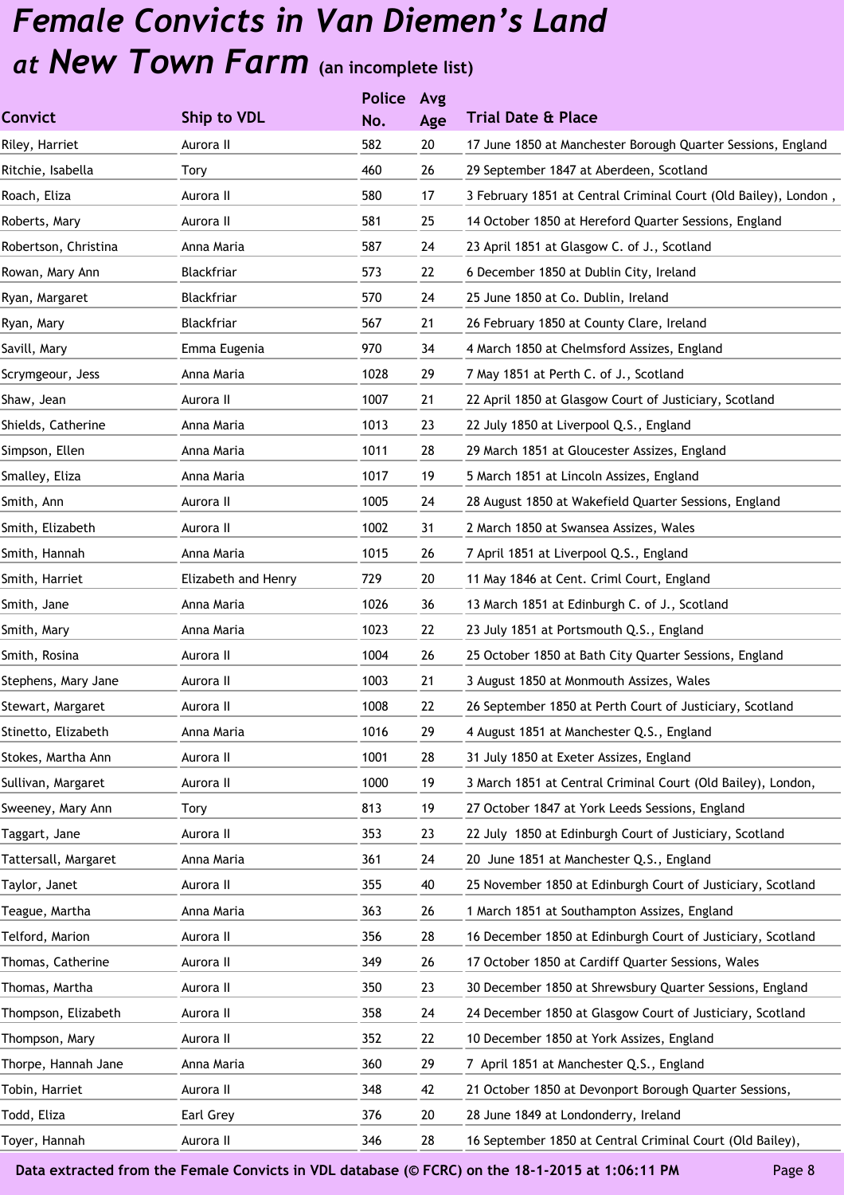# *Female Convicts in Van Diemen's Land at New Town Farm* (an incomplete list)

| Convict | Ship to VDL | Police No. | Avg Age | Trial Date & Place |
|---|---|---|---|---|
| Riley, Harriet | Aurora II | 582 | 20 | 17 June 1850 at Manchester Borough Quarter Sessions, England |
| Ritchie, Isabella | Tory | 460 | 26 | 29 September 1847 at Aberdeen, Scotland |
| Roach, Eliza | Aurora II | 580 | 17 | 3 February 1851 at Central Criminal Court (Old Bailey), London , |
| Roberts, Mary | Aurora II | 581 | 25 | 14 October 1850 at Hereford Quarter Sessions, England |
| Robertson, Christina | Anna Maria | 587 | 24 | 23 April 1851 at Glasgow C. of J., Scotland |
| Rowan, Mary Ann | Blackfriar | 573 | 22 | 6 December 1850 at Dublin City, Ireland |
| Ryan, Margaret | Blackfriar | 570 | 24 | 25 June 1850 at Co. Dublin, Ireland |
| Ryan, Mary | Blackfriar | 567 | 21 | 26 February 1850 at County Clare, Ireland |
| Savill, Mary | Emma Eugenia | 970 | 34 | 4 March 1850 at Chelmsford Assizes, England |
| Scrymgeour, Jess | Anna Maria | 1028 | 29 | 7 May 1851 at Perth C. of J., Scotland |
| Shaw, Jean | Aurora II | 1007 | 21 | 22 April 1850 at Glasgow Court of Justiciary, Scotland |
| Shields, Catherine | Anna Maria | 1013 | 23 | 22 July 1850 at Liverpool Q.S., England |
| Simpson, Ellen | Anna Maria | 1011 | 28 | 29 March 1851 at Gloucester Assizes, England |
| Smalley, Eliza | Anna Maria | 1017 | 19 | 5 March 1851 at Lincoln Assizes, England |
| Smith, Ann | Aurora II | 1005 | 24 | 28 August 1850 at Wakefield Quarter Sessions, England |
| Smith, Elizabeth | Aurora II | 1002 | 31 | 2 March 1850 at Swansea Assizes, Wales |
| Smith, Hannah | Anna Maria | 1015 | 26 | 7 April 1851 at Liverpool Q.S., England |
| Smith, Harriet | Elizabeth and Henry | 729 | 20 | 11 May 1846 at Cent. Criml Court, England |
| Smith, Jane | Anna Maria | 1026 | 36 | 13 March 1851 at Edinburgh C. of J., Scotland |
| Smith, Mary | Anna Maria | 1023 | 22 | 23 July 1851 at Portsmouth Q.S., England |
| Smith, Rosina | Aurora II | 1004 | 26 | 25 October 1850 at Bath City Quarter Sessions, England |
| Stephens, Mary Jane | Aurora II | 1003 | 21 | 3 August 1850 at Monmouth Assizes, Wales |
| Stewart, Margaret | Aurora II | 1008 | 22 | 26 September 1850 at Perth Court of Justiciary, Scotland |
| Stinetto, Elizabeth | Anna Maria | 1016 | 29 | 4 August 1851 at Manchester Q.S., England |
| Stokes, Martha Ann | Aurora II | 1001 | 28 | 31 July 1850 at Exeter Assizes, England |
| Sullivan, Margaret | Aurora II | 1000 | 19 | 3 March 1851 at Central Criminal Court (Old Bailey), London, |
| Sweeney, Mary Ann | Tory | 813 | 19 | 27 October 1847 at York Leeds Sessions, England |
| Taggart, Jane | Aurora II | 353 | 23 | 22 July 1850 at Edinburgh Court of Justiciary, Scotland |
| Tattersall, Margaret | Anna Maria | 361 | 24 | 20 June 1851 at Manchester Q.S., England |
| Taylor, Janet | Aurora II | 355 | 40 | 25 November 1850 at Edinburgh Court of Justiciary, Scotland |
| Teague, Martha | Anna Maria | 363 | 26 | 1 March 1851 at Southampton Assizes, England |
| Telford, Marion | Aurora II | 356 | 28 | 16 December 1850 at Edinburgh Court of Justiciary, Scotland |
| Thomas, Catherine | Aurora II | 349 | 26 | 17 October 1850 at Cardiff Quarter Sessions, Wales |
| Thomas, Martha | Aurora II | 350 | 23 | 30 December 1850 at Shrewsbury Quarter Sessions, England |
| Thompson, Elizabeth | Aurora II | 358 | 24 | 24 December 1850 at Glasgow Court of Justiciary, Scotland |
| Thompson, Mary | Aurora II | 352 | 22 | 10 December 1850 at York Assizes, England |
| Thorpe, Hannah Jane | Anna Maria | 360 | 29 | 7 April 1851 at Manchester Q.S., England |
| Tobin, Harriet | Aurora II | 348 | 42 | 21 October 1850 at Devonport Borough Quarter Sessions, |
| Todd, Eliza | Earl Grey | 376 | 20 | 28 June 1849 at Londonderry, Ireland |
| Toyer, Hannah | Aurora II | 346 | 28 | 16 September 1850 at Central Criminal Court (Old Bailey), |

**Data extracted from the Female Convicts in VDL database (© FCRC) on the 18-1-2015 at 1:06:11 PM**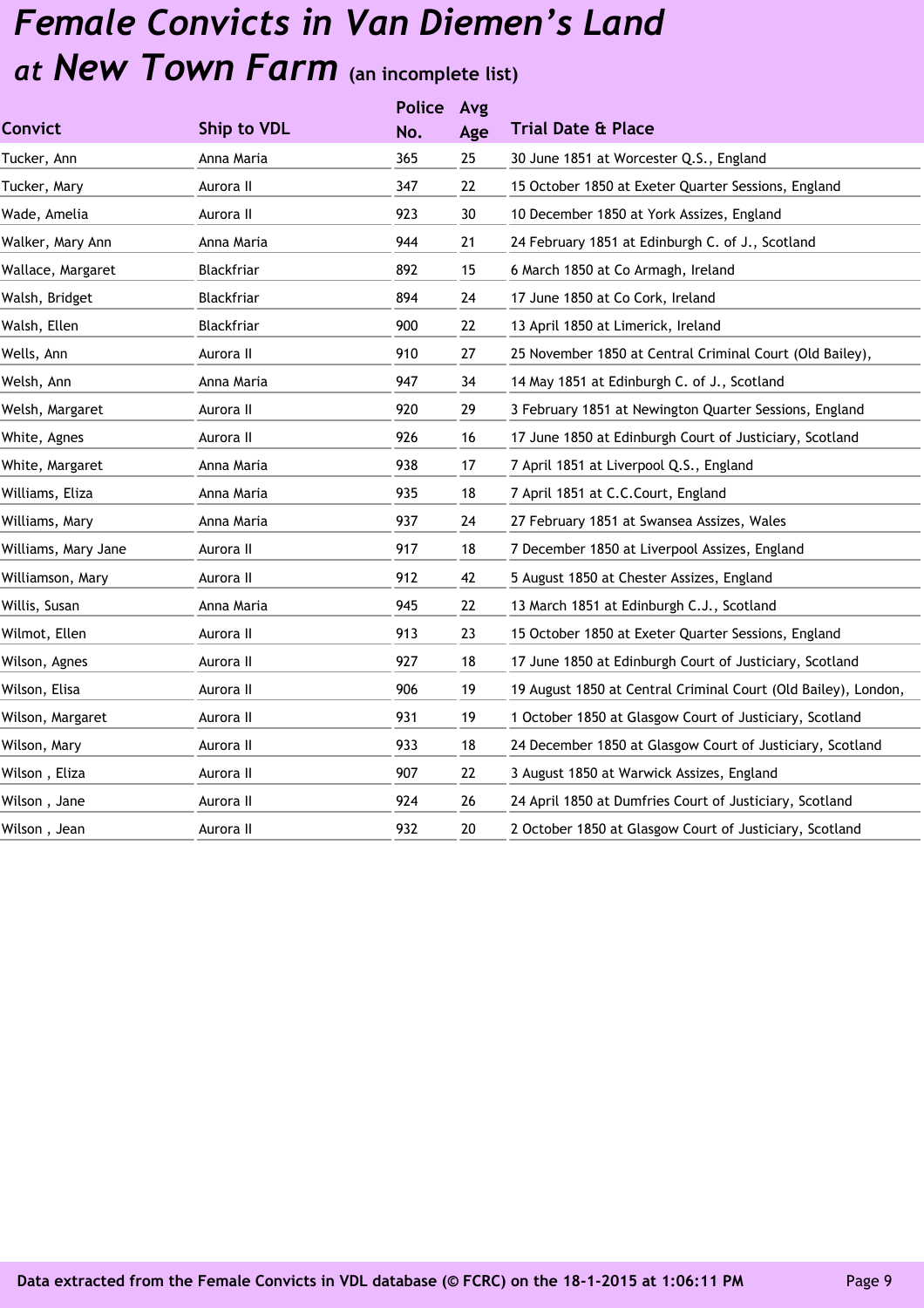# *Female Convicts in Van Diemen's Land at New Town Farm* (an incomplete list)

| Convict | Ship to VDL | Police No. | Avg Age | Trial Date & Place |
|---|---|---|---|---|
| Tucker, Ann | Anna Maria | 365 | 25 | 30 June 1851 at Worcester Q.S., England |
| Tucker, Mary | Aurora II | 347 | 22 | 15 October 1850 at Exeter Quarter Sessions, England |
| Wade, Amelia | Aurora II | 923 | 30 | 10 December 1850 at York Assizes, England |
| Walker, Mary Ann | Anna Maria | 944 | 21 | 24 February 1851 at Edinburgh C. of J., Scotland |
| Wallace, Margaret | Blackfriar | 892 | 15 | 6 March 1850 at Co Armagh, Ireland |
| Walsh, Bridget | Blackfriar | 894 | 24 | 17 June 1850 at Co Cork, Ireland |
| Walsh, Ellen | Blackfriar | 900 | 22 | 13 April 1850 at Limerick, Ireland |
| Wells, Ann | Aurora II | 910 | 27 | 25 November 1850 at Central Criminal Court (Old Bailey), |
| Welsh, Ann | Anna Maria | 947 | 34 | 14 May 1851 at Edinburgh C. of J., Scotland |
| Welsh, Margaret | Aurora II | 920 | 29 | 3 February 1851 at Newington Quarter Sessions, England |
| White, Agnes | Aurora II | 926 | 16 | 17 June 1850 at Edinburgh Court of Justiciary, Scotland |
| White, Margaret | Anna Maria | 938 | 17 | 7 April 1851 at Liverpool Q.S., England |
| Williams, Eliza | Anna Maria | 935 | 18 | 7 April 1851 at C.C.Court, England |
| Williams, Mary | Anna Maria | 937 | 24 | 27 February 1851 at Swansea Assizes, Wales |
| Williams, Mary Jane | Aurora II | 917 | 18 | 7 December 1850 at Liverpool Assizes, England |
| Williamson, Mary | Aurora II | 912 | 42 | 5 August 1850 at Chester Assizes, England |
| Willis, Susan | Anna Maria | 945 | 22 | 13 March 1851 at Edinburgh C.J., Scotland |
| Wilmot, Ellen | Aurora II | 913 | 23 | 15 October 1850 at Exeter Quarter Sessions, England |
| Wilson, Agnes | Aurora II | 927 | 18 | 17 June 1850 at Edinburgh Court of Justiciary, Scotland |
| Wilson, Elisa | Aurora II | 906 | 19 | 19 August 1850 at Central Criminal Court (Old Bailey), London, |
| Wilson, Margaret | Aurora II | 931 | 19 | 1 October 1850 at Glasgow Court of Justiciary, Scotland |
| Wilson, Mary | Aurora II | 933 | 18 | 24 December 1850 at Glasgow Court of Justiciary, Scotland |
| Wilson , Eliza | Aurora II | 907 | 22 | 3 August 1850 at Warwick Assizes, England |
| Wilson , Jane | Aurora II | 924 | 26 | 24 April 1850 at Dumfries Court of Justiciary, Scotland |
| Wilson , Jean | Aurora II | 932 | 20 | 2 October 1850 at Glasgow Court of Justiciary, Scotland |

**Data extracted from the Female Convicts in VDL database (© FCRC) on the 18-1-2015 at 1:06:11 PM**